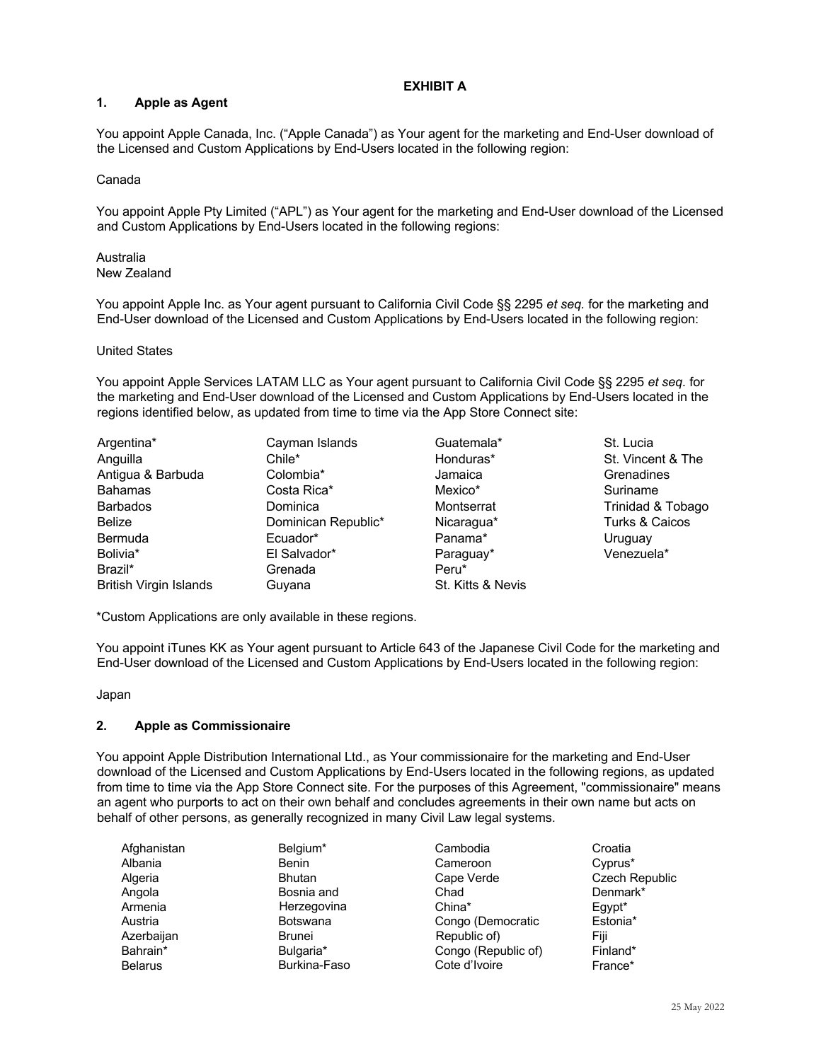# EXHIBIT A

## 1. Apple as Agent

You appoint Apple Canada, Inc. ("Apple Canada") as Your agent for the marketing and End-User download of the Licensed and Custom Applications by End-Users located in the following region:

Canada

You appoint Apple Pty Limited ("APL") as Your agent for the marketing and End-User download of the Licensed and Custom Applications by End-Users located in the following regions:

Australia
New Zealand

You appoint Apple Inc. as Your agent pursuant to California Civil Code §§ 2295 *et seq.* for the marketing and End-User download of the Licensed and Custom Applications by End-Users located in the following region:

United States

You appoint Apple Services LATAM LLC as Your agent pursuant to California Civil Code §§ 2295 *et seq.* for the marketing and End-User download of the Licensed and Custom Applications by End-Users located in the regions identified below, as updated from time to time via the App Store Connect site:

Argentina*
Anguilla
Antigua & Barbuda
Bahamas
Barbados
Belize
Bermuda
Bolivia*
Brazil*
British Virgin Islands
Cayman Islands
Chile*
Colombia*
Costa Rica*
Dominica
Dominican Republic*
Ecuador*
El Salvador*
Grenada
Guyana
Guatemala*
Honduras*
Jamaica
Mexico*
Montserrat
Nicaragua*
Panama*
Paraguay*
Peru*
St. Kitts & Nevis
St. Lucia
St. Vincent & The Grenadines
Suriname
Trinidad & Tobago
Turks & Caicos
Uruguay
Venezuela*

*Custom Applications are only available in these regions.

You appoint iTunes KK as Your agent pursuant to Article 643 of the Japanese Civil Code for the marketing and End-User download of the Licensed and Custom Applications by End-Users located in the following region:

Japan

## 2. Apple as Commissionaire

You appoint Apple Distribution International Ltd., as Your commissionaire for the marketing and End-User download of the Licensed and Custom Applications by End-Users located in the following regions, as updated from time to time via the App Store Connect site. For the purposes of this Agreement, "commissionaire" means an agent who purports to act on their own behalf and concludes agreements in their own name but acts on behalf of other persons, as generally recognized in many Civil Law legal systems.

Afghanistan
Albania
Algeria
Angola
Armenia
Austria
Azerbaijan
Bahrain*
Belarus
Belgium*
Benin
Bhutan
Bosnia and Herzegovina
Botswana
Brunei
Bulgaria*
Burkina-Faso
Cambodia
Cameroon
Cape Verde
Chad
China*
Congo (Democratic Republic of)
Congo (Republic of)
Cote d'Ivoire
Croatia
Cyprus*
Czech Republic
Denmark*
Egypt*
Estonia*
Fiji
Finland*
France*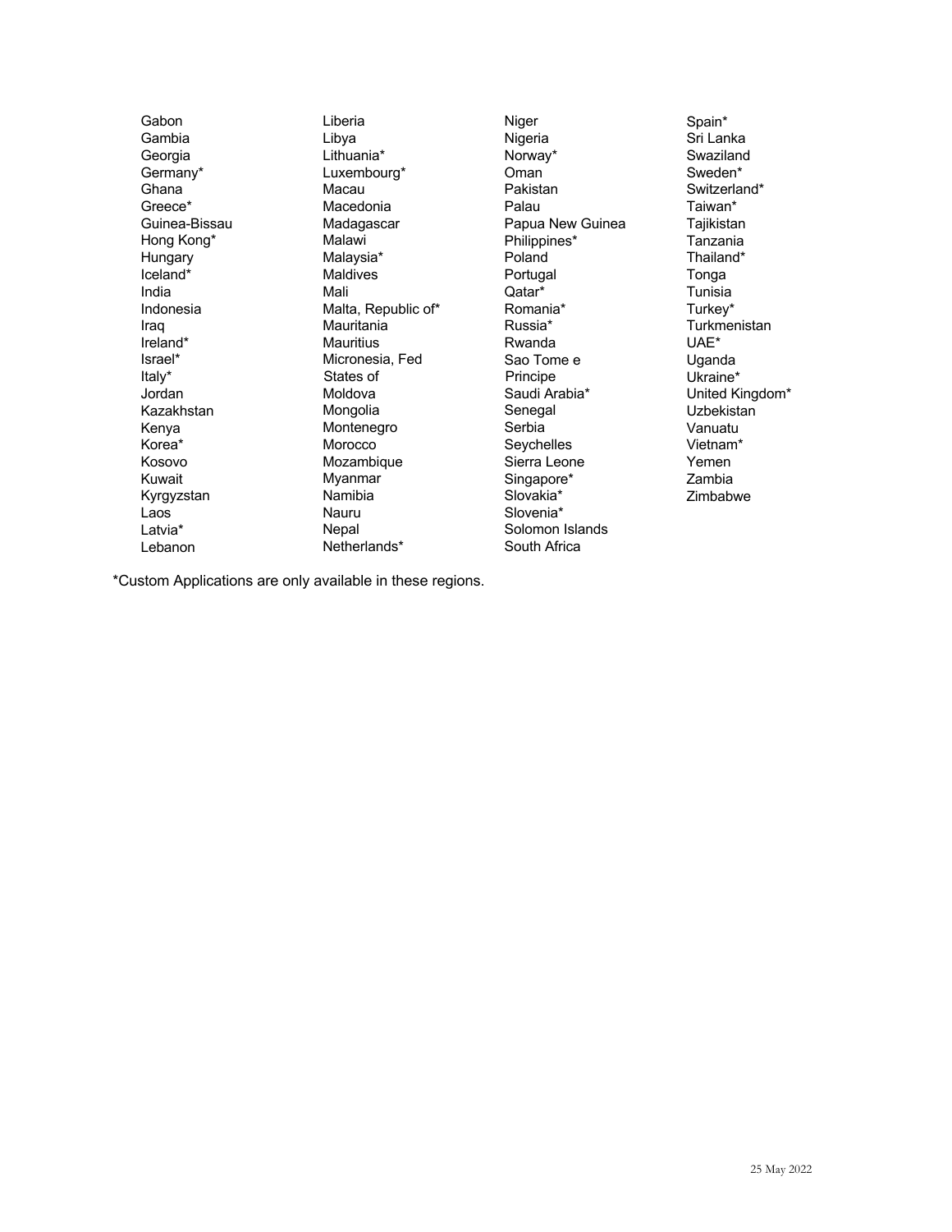Gabon
Gambia
Georgia
Germany*
Ghana
Greece*
Guinea-Bissau
Hong Kong*
Hungary
Iceland*
India
Indonesia
Iraq
Ireland*
Israel*
Italy*
Jordan
Kazakhstan
Kenya
Korea*
Kosovo
Kuwait
Kyrgyzstan
Laos
Latvia*
Lebanon

Liberia
Libya
Lithuania*
Luxembourg*
Macau
Macedonia
Madagascar
Malawi
Malaysia*
Maldives
Mali
Malta, Republic of*
Mauritania
Mauritius
Micronesia, Fed States of
Moldova
Mongolia
Montenegro
Morocco
Mozambique
Myanmar
Namibia
Nauru
Nepal
Netherlands*

Niger
Nigeria
Norway*
Oman
Pakistan
Palau
Papua New Guinea
Philippines*
Poland
Portugal
Qatar*
Romania*
Russia*
Rwanda
Sao Tome e Principe
Saudi Arabia*
Senegal
Serbia
Seychelles
Sierra Leone
Singapore*
Slovakia*
Slovenia*
Solomon Islands
South Africa

Spain*
Sri Lanka
Swaziland
Sweden*
Switzerland*
Taiwan*
Tajikistan
Tanzania
Thailand*
Tonga
Tunisia
Turkey*
Turkmenistan
UAE*
Uganda
Ukraine*
United Kingdom*
Uzbekistan
Vanuatu
Vietnam*
Yemen
Zambia
Zimbabwe

*Custom Applications are only available in these regions.

25 May 2022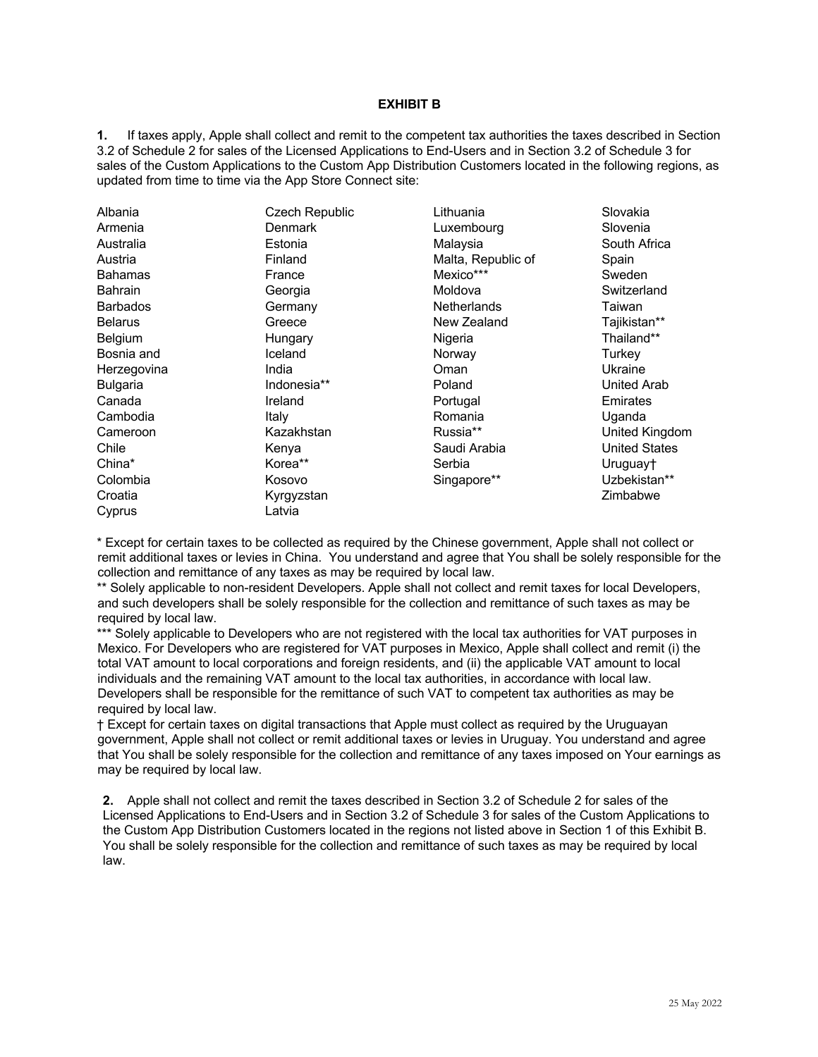# EXHIBIT B

**1.** If taxes apply, Apple shall collect and remit to the competent tax authorities the taxes described in Section 3.2 of Schedule 2 for sales of the Licensed Applications to End-Users and in Section 3.2 of Schedule 3 for sales of the Custom Applications to the Custom App Distribution Customers located in the following regions, as updated from time to time via the App Store Connect site:

Albania
Armenia
Australia
Austria
Bahamas
Bahrain
Barbados
Belarus
Belgium
Bosnia and Herzegovina
Bulgaria
Canada
Cambodia
Cameroon
Chile
China*
Colombia
Croatia
Cyprus
Czech Republic
Denmark
Estonia
Finland
France
Georgia
Germany
Greece
Hungary
Iceland
India
Indonesia**
Ireland
Italy
Kazakhstan
Kenya
Korea**
Kosovo
Kyrgyzstan
Latvia
Lithuania
Luxembourg
Malaysia
Malta, Republic of
Mexico***
Moldova
Netherlands
New Zealand
Nigeria
Norway
Oman
Poland
Portugal
Romania
Russia**
Saudi Arabia
Serbia
Singapore**
Slovakia
Slovenia
South Africa
Spain
Sweden
Switzerland
Taiwan
Tajikistan**
Thailand**
Turkey
Ukraine
United Arab Emirates
Uganda
United Kingdom
United States
Uruguay†
Uzbekistan**
Zimbabwe

* Except for certain taxes to be collected as required by the Chinese government, Apple shall not collect or remit additional taxes or levies in China. You understand and agree that You shall be solely responsible for the collection and remittance of any taxes as may be required by local law.

** Solely applicable to non-resident Developers. Apple shall not collect and remit taxes for local Developers, and such developers shall be solely responsible for the collection and remittance of such taxes as may be required by local law.

*** Solely applicable to Developers who are not registered with the local tax authorities for VAT purposes in Mexico. For Developers who are registered for VAT purposes in Mexico, Apple shall collect and remit (i) the total VAT amount to local corporations and foreign residents, and (ii) the applicable VAT amount to local individuals and the remaining VAT amount to the local tax authorities, in accordance with local law. Developers shall be responsible for the remittance of such VAT to competent tax authorities as may be required by local law.

† Except for certain taxes on digital transactions that Apple must collect as required by the Uruguayan government, Apple shall not collect or remit additional taxes or levies in Uruguay. You understand and agree that You shall be solely responsible for the collection and remittance of any taxes imposed on Your earnings as may be required by local law.

**2.** Apple shall not collect and remit the taxes described in Section 3.2 of Schedule 2 for sales of the Licensed Applications to End-Users and in Section 3.2 of Schedule 3 for sales of the Custom Applications to the Custom App Distribution Customers located in the regions not listed above in Section 1 of this Exhibit B. You shall be solely responsible for the collection and remittance of such taxes as may be required by local law.

25 May 2022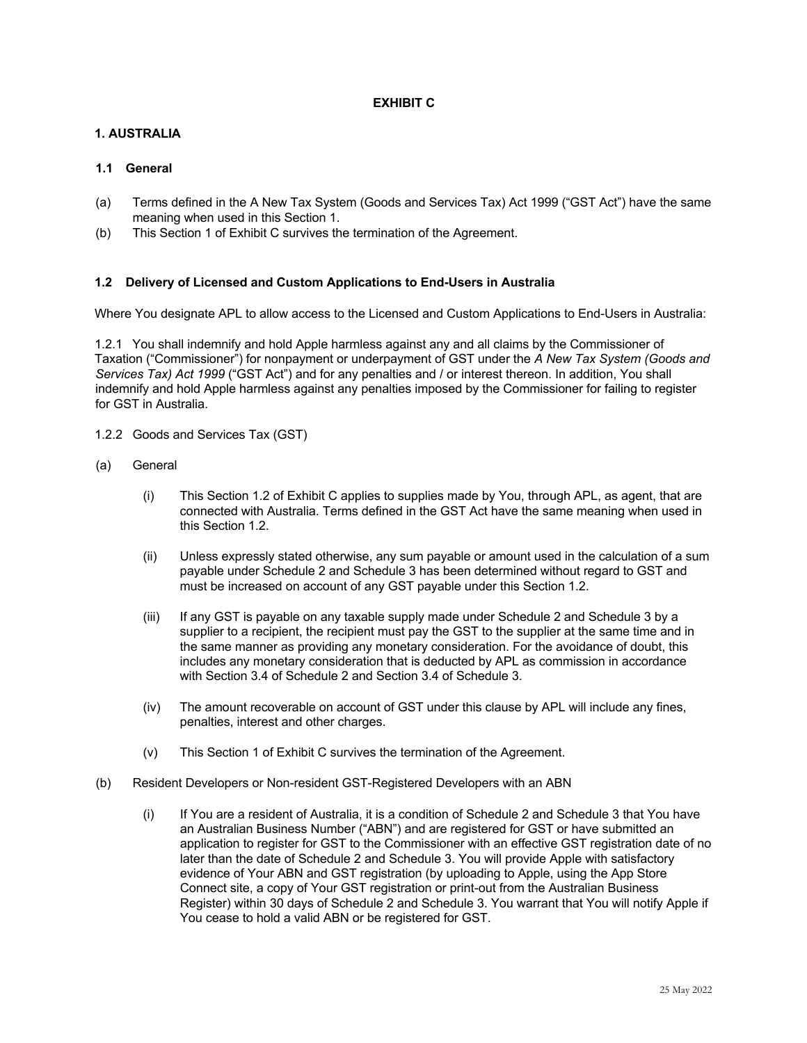**EXHIBIT C**

## 1. AUSTRALIA

### 1.1 General

(a) Terms defined in the A New Tax System (Goods and Services Tax) Act 1999 ("GST Act") have the same meaning when used in this Section 1.

(b) This Section 1 of Exhibit C survives the termination of the Agreement.

### 1.2 Delivery of Licensed and Custom Applications to End-Users in Australia

Where You designate APL to allow access to the Licensed and Custom Applications to End-Users in Australia:

1.2.1 You shall indemnify and hold Apple harmless against any and all claims by the Commissioner of Taxation ("Commissioner") for nonpayment or underpayment of GST under the *A New Tax System (Goods and Services Tax) Act 1999* ("GST Act") and for any penalties and / or interest thereon. In addition, You shall indemnify and hold Apple harmless against any penalties imposed by the Commissioner for failing to register for GST in Australia.

1.2.2 Goods and Services Tax (GST)

(a) General

(i) This Section 1.2 of Exhibit C applies to supplies made by You, through APL, as agent, that are connected with Australia. Terms defined in the GST Act have the same meaning when used in this Section 1.2.

(ii) Unless expressly stated otherwise, any sum payable or amount used in the calculation of a sum payable under Schedule 2 and Schedule 3 has been determined without regard to GST and must be increased on account of any GST payable under this Section 1.2.

(iii) If any GST is payable on any taxable supply made under Schedule 2 and Schedule 3 by a supplier to a recipient, the recipient must pay the GST to the supplier at the same time and in the same manner as providing any monetary consideration. For the avoidance of doubt, this includes any monetary consideration that is deducted by APL as commission in accordance with Section 3.4 of Schedule 2 and Section 3.4 of Schedule 3.

(iv) The amount recoverable on account of GST under this clause by APL will include any fines, penalties, interest and other charges.

(v) This Section 1 of Exhibit C survives the termination of the Agreement.

(b) Resident Developers or Non-resident GST-Registered Developers with an ABN

(i) If You are a resident of Australia, it is a condition of Schedule 2 and Schedule 3 that You have an Australian Business Number ("ABN") and are registered for GST or have submitted an application to register for GST to the Commissioner with an effective GST registration date of no later than the date of Schedule 2 and Schedule 3. You will provide Apple with satisfactory evidence of Your ABN and GST registration (by uploading to Apple, using the App Store Connect site, a copy of Your GST registration or print-out from the Australian Business Register) within 30 days of Schedule 2 and Schedule 3. You warrant that You will notify Apple if You cease to hold a valid ABN or be registered for GST.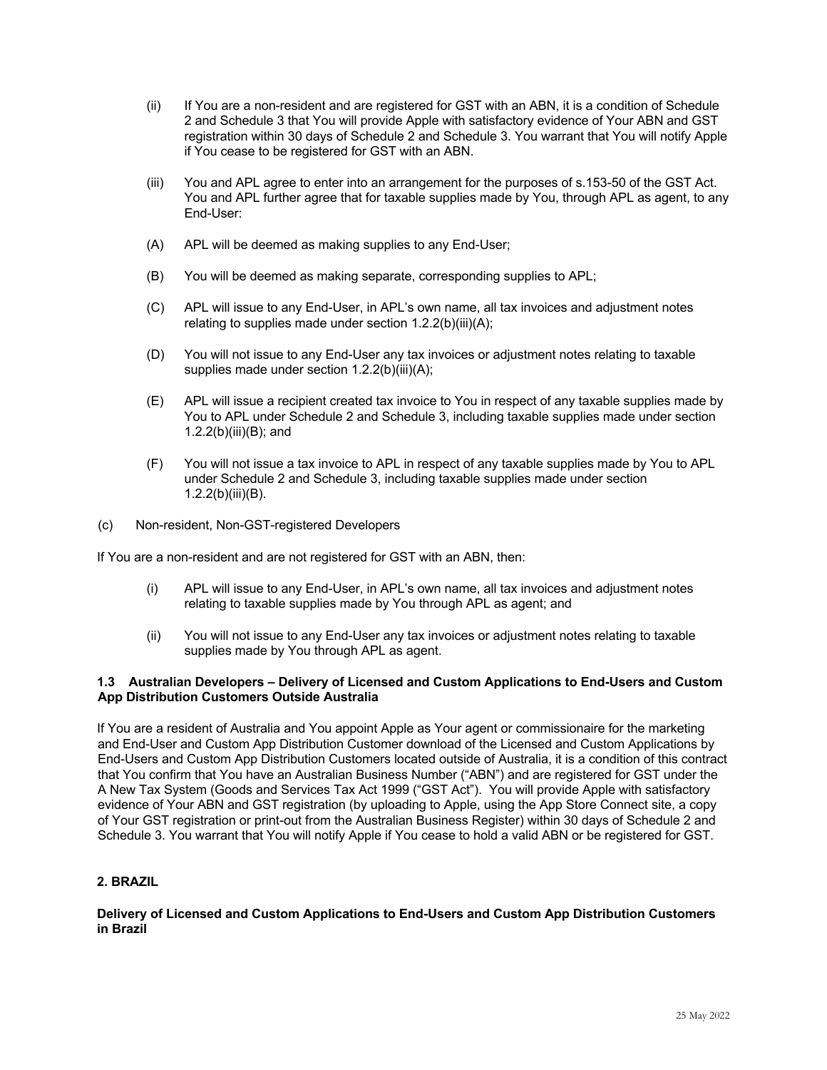(ii) If You are a non-resident and are registered for GST with an ABN, it is a condition of Schedule 2 and Schedule 3 that You will provide Apple with satisfactory evidence of Your ABN and GST registration within 30 days of Schedule 2 and Schedule 3. You warrant that You will notify Apple if You cease to be registered for GST with an ABN.

(iii) You and APL agree to enter into an arrangement for the purposes of s.153-50 of the GST Act. You and APL further agree that for taxable supplies made by You, through APL as agent, to any End-User:

(A) APL will be deemed as making supplies to any End-User;

(B) You will be deemed as making separate, corresponding supplies to APL;

(C) APL will issue to any End-User, in APL's own name, all tax invoices and adjustment notes relating to supplies made under section 1.2.2(b)(iii)(A);

(D) You will not issue to any End-User any tax invoices or adjustment notes relating to taxable supplies made under section 1.2.2(b)(iii)(A);

(E) APL will issue a recipient created tax invoice to You in respect of any taxable supplies made by You to APL under Schedule 2 and Schedule 3, including taxable supplies made under section 1.2.2(b)(iii)(B); and

(F) You will not issue a tax invoice to APL in respect of any taxable supplies made by You to APL under Schedule 2 and Schedule 3, including taxable supplies made under section 1.2.2(b)(iii)(B).

(c) Non-resident, Non-GST-registered Developers

If You are a non-resident and are not registered for GST with an ABN, then:

(i) APL will issue to any End-User, in APL's own name, all tax invoices and adjustment notes relating to taxable supplies made by You through APL as agent; and

(ii) You will not issue to any End-User any tax invoices or adjustment notes relating to taxable supplies made by You through APL as agent.

### 1.3 Australian Developers – Delivery of Licensed and Custom Applications to End-Users and Custom App Distribution Customers Outside Australia

If You are a resident of Australia and You appoint Apple as Your agent or commissionaire for the marketing and End-User and Custom App Distribution Customer download of the Licensed and Custom Applications by End-Users and Custom App Distribution Customers located outside of Australia, it is a condition of this contract that You confirm that You have an Australian Business Number ("ABN") and are registered for GST under the A New Tax System (Goods and Services Tax Act 1999 ("GST Act"). You will provide Apple with satisfactory evidence of Your ABN and GST registration (by uploading to Apple, using the App Store Connect site, a copy of Your GST registration or print-out from the Australian Business Register) within 30 days of Schedule 2 and Schedule 3. You warrant that You will notify Apple if You cease to hold a valid ABN or be registered for GST.

## 2. BRAZIL

### Delivery of Licensed and Custom Applications to End-Users and Custom App Distribution Customers in Brazil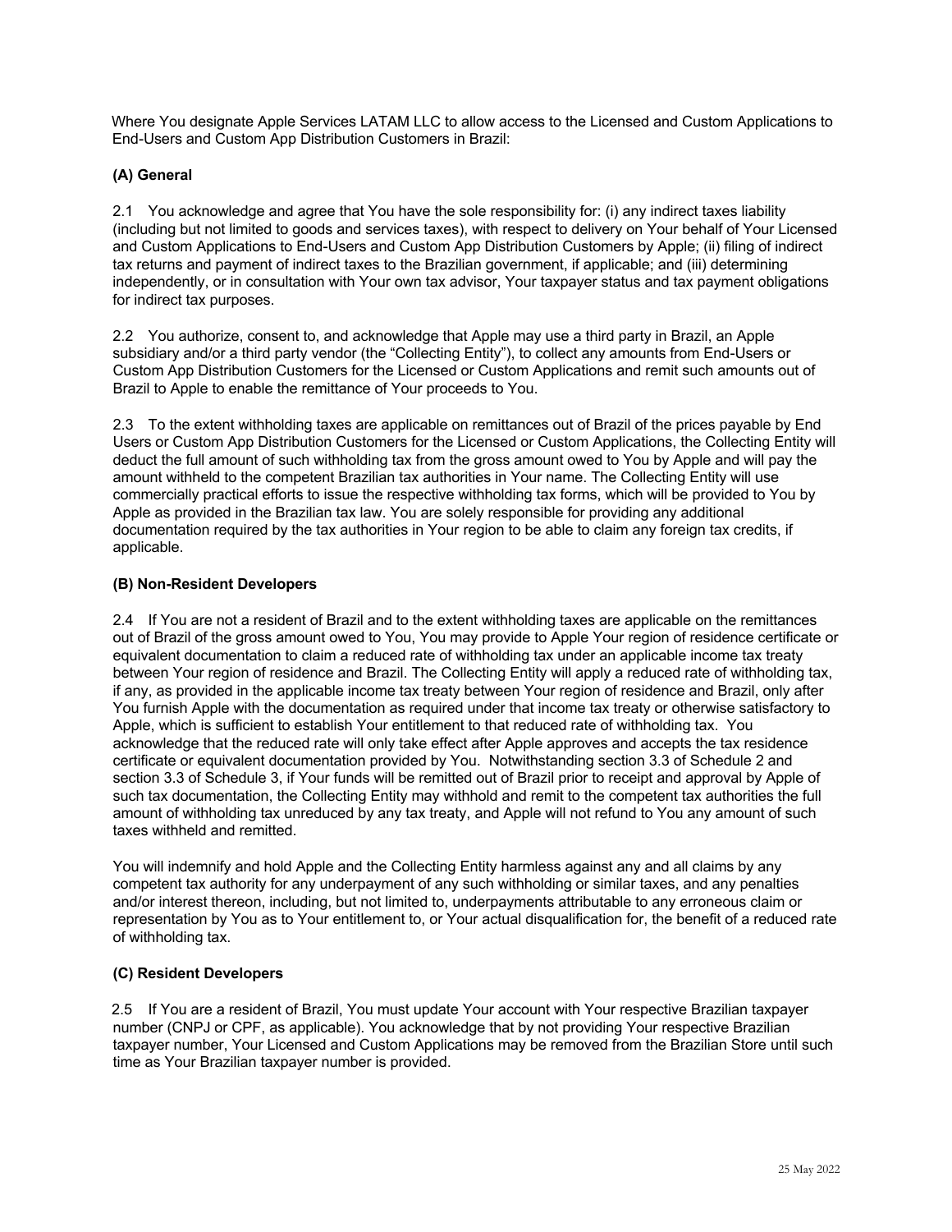Where You designate Apple Services LATAM LLC to allow access to the Licensed and Custom Applications to End-Users and Custom App Distribution Customers in Brazil:

**(A) General**

2.1 You acknowledge and agree that You have the sole responsibility for: (i) any indirect taxes liability (including but not limited to goods and services taxes), with respect to delivery on Your behalf of Your Licensed and Custom Applications to End-Users and Custom App Distribution Customers by Apple; (ii) filing of indirect tax returns and payment of indirect taxes to the Brazilian government, if applicable; and (iii) determining independently, or in consultation with Your own tax advisor, Your taxpayer status and tax payment obligations for indirect tax purposes.

2.2 You authorize, consent to, and acknowledge that Apple may use a third party in Brazil, an Apple subsidiary and/or a third party vendor (the "Collecting Entity"), to collect any amounts from End-Users or Custom App Distribution Customers for the Licensed or Custom Applications and remit such amounts out of Brazil to Apple to enable the remittance of Your proceeds to You.

2.3 To the extent withholding taxes are applicable on remittances out of Brazil of the prices payable by End Users or Custom App Distribution Customers for the Licensed or Custom Applications, the Collecting Entity will deduct the full amount of such withholding tax from the gross amount owed to You by Apple and will pay the amount withheld to the competent Brazilian tax authorities in Your name. The Collecting Entity will use commercially practical efforts to issue the respective withholding tax forms, which will be provided to You by Apple as provided in the Brazilian tax law. You are solely responsible for providing any additional documentation required by the tax authorities in Your region to be able to claim any foreign tax credits, if applicable.

**(B) Non-Resident Developers**

2.4 If You are not a resident of Brazil and to the extent withholding taxes are applicable on the remittances out of Brazil of the gross amount owed to You, You may provide to Apple Your region of residence certificate or equivalent documentation to claim a reduced rate of withholding tax under an applicable income tax treaty between Your region of residence and Brazil. The Collecting Entity will apply a reduced rate of withholding tax, if any, as provided in the applicable income tax treaty between Your region of residence and Brazil, only after You furnish Apple with the documentation as required under that income tax treaty or otherwise satisfactory to Apple, which is sufficient to establish Your entitlement to that reduced rate of withholding tax. You acknowledge that the reduced rate will only take effect after Apple approves and accepts the tax residence certificate or equivalent documentation provided by You. Notwithstanding section 3.3 of Schedule 2 and section 3.3 of Schedule 3, if Your funds will be remitted out of Brazil prior to receipt and approval by Apple of such tax documentation, the Collecting Entity may withhold and remit to the competent tax authorities the full amount of withholding tax unreduced by any tax treaty, and Apple will not refund to You any amount of such taxes withheld and remitted.

You will indemnify and hold Apple and the Collecting Entity harmless against any and all claims by any competent tax authority for any underpayment of any such withholding or similar taxes, and any penalties and/or interest thereon, including, but not limited to, underpayments attributable to any erroneous claim or representation by You as to Your entitlement to, or Your actual disqualification for, the benefit of a reduced rate of withholding tax.

**(C) Resident Developers**

2.5 If You are a resident of Brazil, You must update Your account with Your respective Brazilian taxpayer number (CNPJ or CPF, as applicable). You acknowledge that by not providing Your respective Brazilian taxpayer number, Your Licensed and Custom Applications may be removed from the Brazilian Store until such time as Your Brazilian taxpayer number is provided.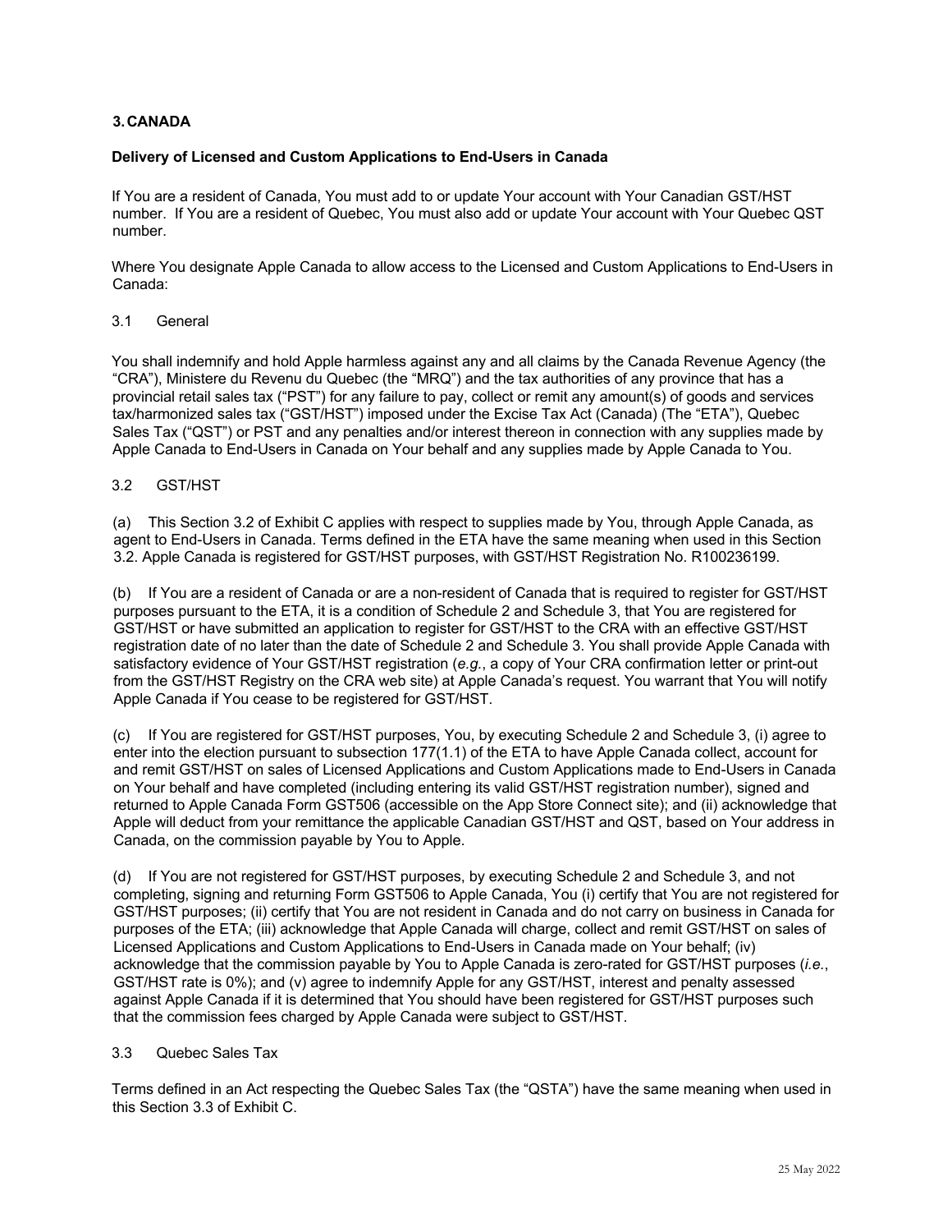## 3. CANADA

**Delivery of Licensed and Custom Applications to End-Users in Canada**

If You are a resident of Canada, You must add to or update Your account with Your Canadian GST/HST number. If You are a resident of Quebec, You must also add or update Your account with Your Quebec QST number.

Where You designate Apple Canada to allow access to the Licensed and Custom Applications to End-Users in Canada:

### 3.1 General

You shall indemnify and hold Apple harmless against any and all claims by the Canada Revenue Agency (the "CRA"), Ministere du Revenu du Quebec (the "MRQ") and the tax authorities of any province that has a provincial retail sales tax ("PST") for any failure to pay, collect or remit any amount(s) of goods and services tax/harmonized sales tax ("GST/HST") imposed under the Excise Tax Act (Canada) (The "ETA"), Quebec Sales Tax ("QST") or PST and any penalties and/or interest thereon in connection with any supplies made by Apple Canada to End-Users in Canada on Your behalf and any supplies made by Apple Canada to You.

### 3.2 GST/HST

(a) This Section 3.2 of Exhibit C applies with respect to supplies made by You, through Apple Canada, as agent to End-Users in Canada. Terms defined in the ETA have the same meaning when used in this Section 3.2. Apple Canada is registered for GST/HST purposes, with GST/HST Registration No. R100236199.

(b) If You are a resident of Canada or are a non-resident of Canada that is required to register for GST/HST purposes pursuant to the ETA, it is a condition of Schedule 2 and Schedule 3, that You are registered for GST/HST or have submitted an application to register for GST/HST to the CRA with an effective GST/HST registration date of no later than the date of Schedule 2 and Schedule 3. You shall provide Apple Canada with satisfactory evidence of Your GST/HST registration (*e.g.*, a copy of Your CRA confirmation letter or print-out from the GST/HST Registry on the CRA web site) at Apple Canada's request. You warrant that You will notify Apple Canada if You cease to be registered for GST/HST.

(c) If You are registered for GST/HST purposes, You, by executing Schedule 2 and Schedule 3, (i) agree to enter into the election pursuant to subsection 177(1.1) of the ETA to have Apple Canada collect, account for and remit GST/HST on sales of Licensed Applications and Custom Applications made to End-Users in Canada on Your behalf and have completed (including entering its valid GST/HST registration number), signed and returned to Apple Canada Form GST506 (accessible on the App Store Connect site); and (ii) acknowledge that Apple will deduct from your remittance the applicable Canadian GST/HST and QST, based on Your address in Canada, on the commission payable by You to Apple.

(d) If You are not registered for GST/HST purposes, by executing Schedule 2 and Schedule 3, and not completing, signing and returning Form GST506 to Apple Canada, You (i) certify that You are not registered for GST/HST purposes; (ii) certify that You are not resident in Canada and do not carry on business in Canada for purposes of the ETA; (iii) acknowledge that Apple Canada will charge, collect and remit GST/HST on sales of Licensed Applications and Custom Applications to End-Users in Canada made on Your behalf; (iv) acknowledge that the commission payable by You to Apple Canada is zero-rated for GST/HST purposes (*i.e.*, GST/HST rate is 0%); and (v) agree to indemnify Apple for any GST/HST, interest and penalty assessed against Apple Canada if it is determined that You should have been registered for GST/HST purposes such that the commission fees charged by Apple Canada were subject to GST/HST.

### 3.3 Quebec Sales Tax

Terms defined in an Act respecting the Quebec Sales Tax (the "QSTA") have the same meaning when used in this Section 3.3 of Exhibit C.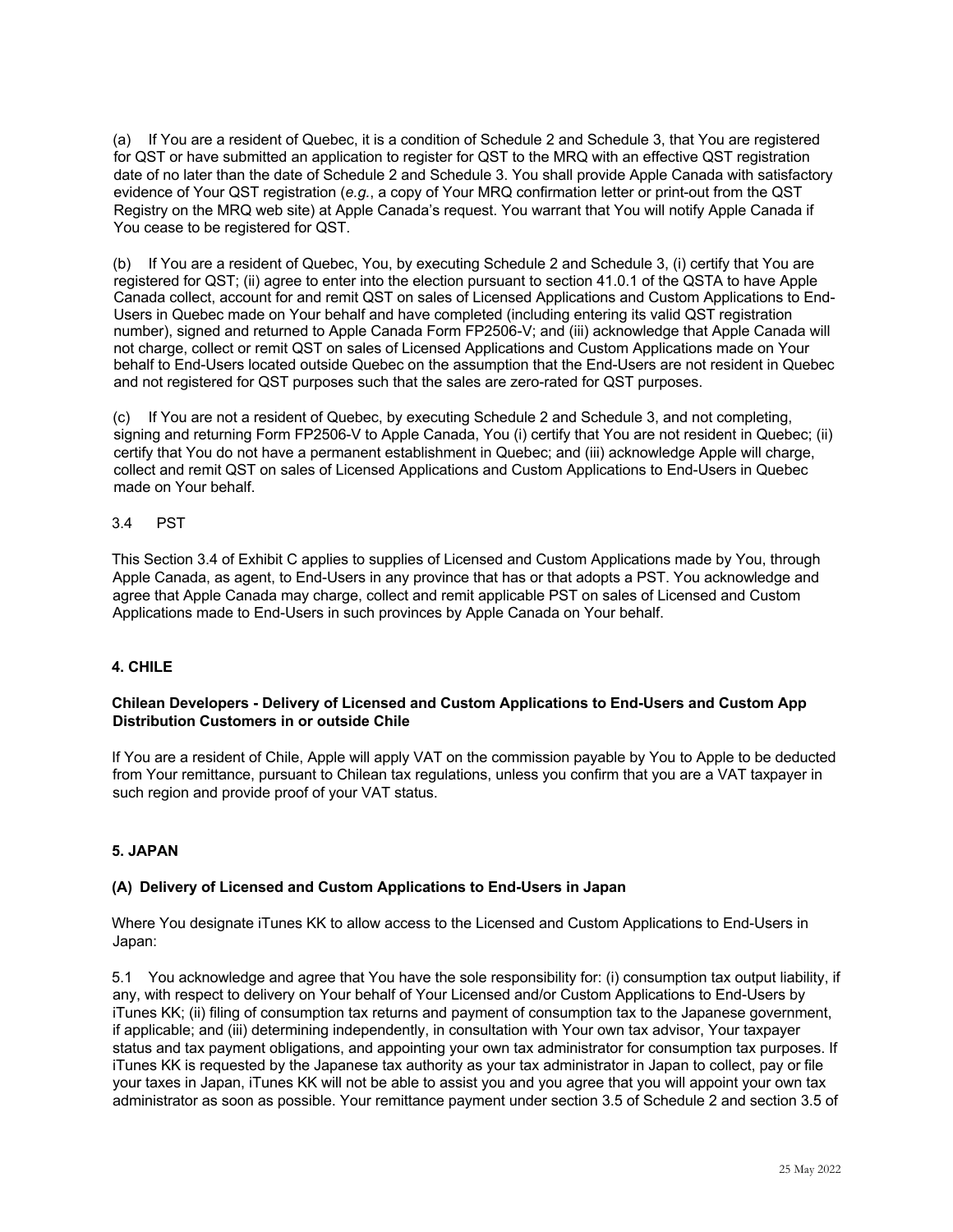(a) If You are a resident of Quebec, it is a condition of Schedule 2 and Schedule 3, that You are registered for QST or have submitted an application to register for QST to the MRQ with an effective QST registration date of no later than the date of Schedule 2 and Schedule 3. You shall provide Apple Canada with satisfactory evidence of Your QST registration (*e.g.*, a copy of Your MRQ confirmation letter or print-out from the QST Registry on the MRQ web site) at Apple Canada's request. You warrant that You will notify Apple Canada if You cease to be registered for QST.

(b) If You are a resident of Quebec, You, by executing Schedule 2 and Schedule 3, (i) certify that You are registered for QST; (ii) agree to enter into the election pursuant to section 41.0.1 of the QSTA to have Apple Canada collect, account for and remit QST on sales of Licensed Applications and Custom Applications to End-Users in Quebec made on Your behalf and have completed (including entering its valid QST registration number), signed and returned to Apple Canada Form FP2506-V; and (iii) acknowledge that Apple Canada will not charge, collect or remit QST on sales of Licensed Applications and Custom Applications made on Your behalf to End-Users located outside Quebec on the assumption that the End-Users are not resident in Quebec and not registered for QST purposes such that the sales are zero-rated for QST purposes.

(c) If You are not a resident of Quebec, by executing Schedule 2 and Schedule 3, and not completing, signing and returning Form FP2506-V to Apple Canada, You (i) certify that You are not resident in Quebec; (ii) certify that You do not have a permanent establishment in Quebec; and (iii) acknowledge Apple will charge, collect and remit QST on sales of Licensed Applications and Custom Applications to End-Users in Quebec made on Your behalf.

3.4 PST

This Section 3.4 of Exhibit C applies to supplies of Licensed and Custom Applications made by You, through Apple Canada, as agent, to End-Users in any province that has or that adopts a PST. You acknowledge and agree that Apple Canada may charge, collect and remit applicable PST on sales of Licensed and Custom Applications made to End-Users in such provinces by Apple Canada on Your behalf.

## 4. CHILE

**Chilean Developers - Delivery of Licensed and Custom Applications to End-Users and Custom App Distribution Customers in or outside Chile**

If You are a resident of Chile, Apple will apply VAT on the commission payable by You to Apple to be deducted from Your remittance, pursuant to Chilean tax regulations, unless you confirm that you are a VAT taxpayer in such region and provide proof of your VAT status.

## 5. JAPAN

### (A) Delivery of Licensed and Custom Applications to End-Users in Japan

Where You designate iTunes KK to allow access to the Licensed and Custom Applications to End-Users in Japan:

5.1 You acknowledge and agree that You have the sole responsibility for: (i) consumption tax output liability, if any, with respect to delivery on Your behalf of Your Licensed and/or Custom Applications to End-Users by iTunes KK; (ii) filing of consumption tax returns and payment of consumption tax to the Japanese government, if applicable; and (iii) determining independently, in consultation with Your own tax advisor, Your taxpayer status and tax payment obligations, and appointing your own tax administrator for consumption tax purposes. If iTunes KK is requested by the Japanese tax authority as your tax administrator in Japan to collect, pay or file your taxes in Japan, iTunes KK will not be able to assist you and you agree that you will appoint your own tax administrator as soon as possible. Your remittance payment under section 3.5 of Schedule 2 and section 3.5 of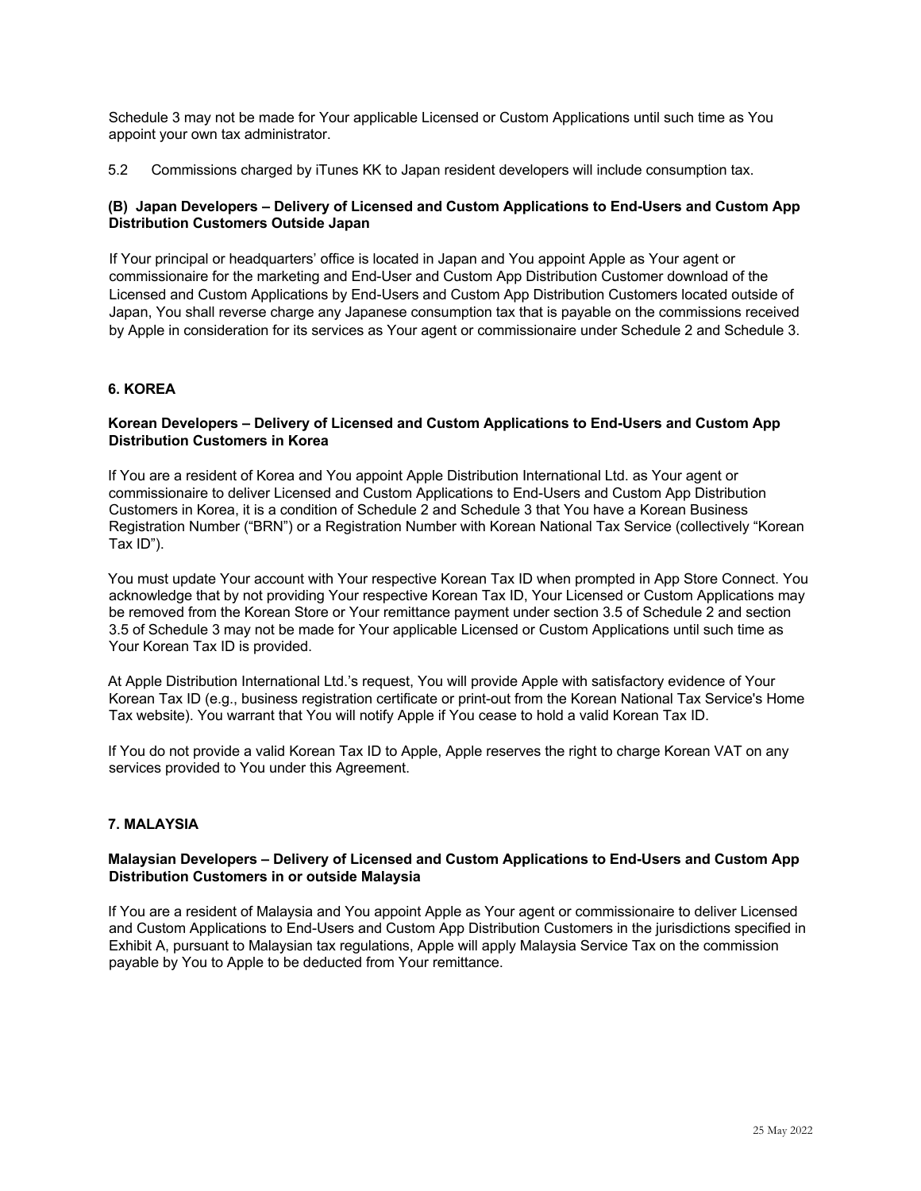Schedule 3 may not be made for Your applicable Licensed or Custom Applications until such time as You appoint your own tax administrator.

5.2 Commissions charged by iTunes KK to Japan resident developers will include consumption tax.

**(B) Japan Developers – Delivery of Licensed and Custom Applications to End-Users and Custom App Distribution Customers Outside Japan**

If Your principal or headquarters' office is located in Japan and You appoint Apple as Your agent or commissionaire for the marketing and End-User and Custom App Distribution Customer download of the Licensed and Custom Applications by End-Users and Custom App Distribution Customers located outside of Japan, You shall reverse charge any Japanese consumption tax that is payable on the commissions received by Apple in consideration for its services as Your agent or commissionaire under Schedule 2 and Schedule 3.

## 6. KOREA

**Korean Developers – Delivery of Licensed and Custom Applications to End-Users and Custom App Distribution Customers in Korea**

If You are a resident of Korea and You appoint Apple Distribution International Ltd. as Your agent or commissionaire to deliver Licensed and Custom Applications to End-Users and Custom App Distribution Customers in Korea, it is a condition of Schedule 2 and Schedule 3 that You have a Korean Business Registration Number ("BRN") or a Registration Number with Korean National Tax Service (collectively "Korean Tax ID").

You must update Your account with Your respective Korean Tax ID when prompted in App Store Connect. You acknowledge that by not providing Your respective Korean Tax ID, Your Licensed or Custom Applications may be removed from the Korean Store or Your remittance payment under section 3.5 of Schedule 2 and section 3.5 of Schedule 3 may not be made for Your applicable Licensed or Custom Applications until such time as Your Korean Tax ID is provided.

At Apple Distribution International Ltd.'s request, You will provide Apple with satisfactory evidence of Your Korean Tax ID (e.g., business registration certificate or print-out from the Korean National Tax Service's Home Tax website). You warrant that You will notify Apple if You cease to hold a valid Korean Tax ID.

If You do not provide a valid Korean Tax ID to Apple, Apple reserves the right to charge Korean VAT on any services provided to You under this Agreement.

## 7. MALAYSIA

**Malaysian Developers – Delivery of Licensed and Custom Applications to End-Users and Custom App Distribution Customers in or outside Malaysia**

If You are a resident of Malaysia and You appoint Apple as Your agent or commissionaire to deliver Licensed and Custom Applications to End-Users and Custom App Distribution Customers in the jurisdictions specified in Exhibit A, pursuant to Malaysian tax regulations, Apple will apply Malaysia Service Tax on the commission payable by You to Apple to be deducted from Your remittance.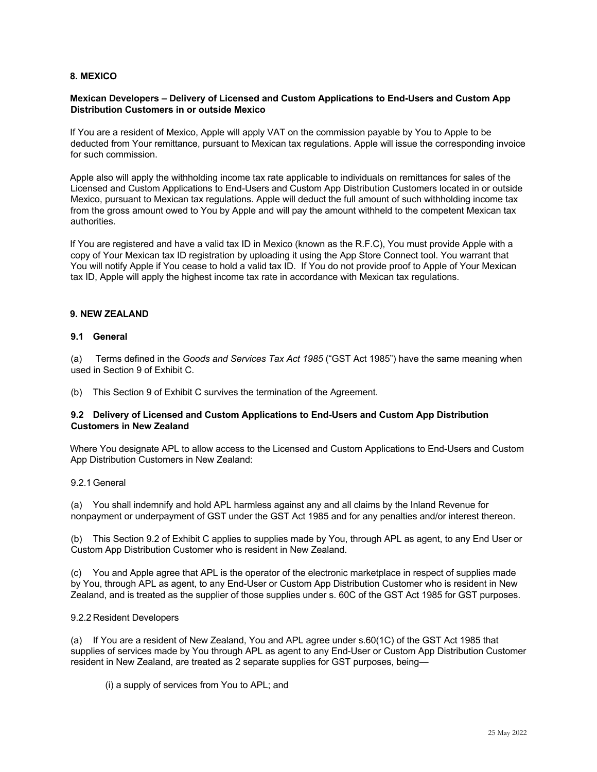## 8. MEXICO

### Mexican Developers – Delivery of Licensed and Custom Applications to End-Users and Custom App Distribution Customers in or outside Mexico

If You are a resident of Mexico, Apple will apply VAT on the commission payable by You to Apple to be deducted from Your remittance, pursuant to Mexican tax regulations. Apple will issue the corresponding invoice for such commission.

Apple also will apply the withholding income tax rate applicable to individuals on remittances for sales of the Licensed and Custom Applications to End-Users and Custom App Distribution Customers located in or outside Mexico, pursuant to Mexican tax regulations. Apple will deduct the full amount of such withholding income tax from the gross amount owed to You by Apple and will pay the amount withheld to the competent Mexican tax authorities.

If You are registered and have a valid tax ID in Mexico (known as the R.F.C), You must provide Apple with a copy of Your Mexican tax ID registration by uploading it using the App Store Connect tool. You warrant that You will notify Apple if You cease to hold a valid tax ID. If You do not provide proof to Apple of Your Mexican tax ID, Apple will apply the highest income tax rate in accordance with Mexican tax regulations.

## 9. NEW ZEALAND

### 9.1 General

(a) Terms defined in the *Goods and Services Tax Act 1985* ("GST Act 1985") have the same meaning when used in Section 9 of Exhibit C.

(b) This Section 9 of Exhibit C survives the termination of the Agreement.

### 9.2 Delivery of Licensed and Custom Applications to End-Users and Custom App Distribution Customers in New Zealand

Where You designate APL to allow access to the Licensed and Custom Applications to End-Users and Custom App Distribution Customers in New Zealand:

9.2.1 General

(a) You shall indemnify and hold APL harmless against any and all claims by the Inland Revenue for nonpayment or underpayment of GST under the GST Act 1985 and for any penalties and/or interest thereon.

(b) This Section 9.2 of Exhibit C applies to supplies made by You, through APL as agent, to any End User or Custom App Distribution Customer who is resident in New Zealand.

(c) You and Apple agree that APL is the operator of the electronic marketplace in respect of supplies made by You, through APL as agent, to any End-User or Custom App Distribution Customer who is resident in New Zealand, and is treated as the supplier of those supplies under s. 60C of the GST Act 1985 for GST purposes.

9.2.2 Resident Developers

(a) If You are a resident of New Zealand, You and APL agree under s.60(1C) of the GST Act 1985 that supplies of services made by You through APL as agent to any End-User or Custom App Distribution Customer resident in New Zealand, are treated as 2 separate supplies for GST purposes, being—

(i) a supply of services from You to APL; and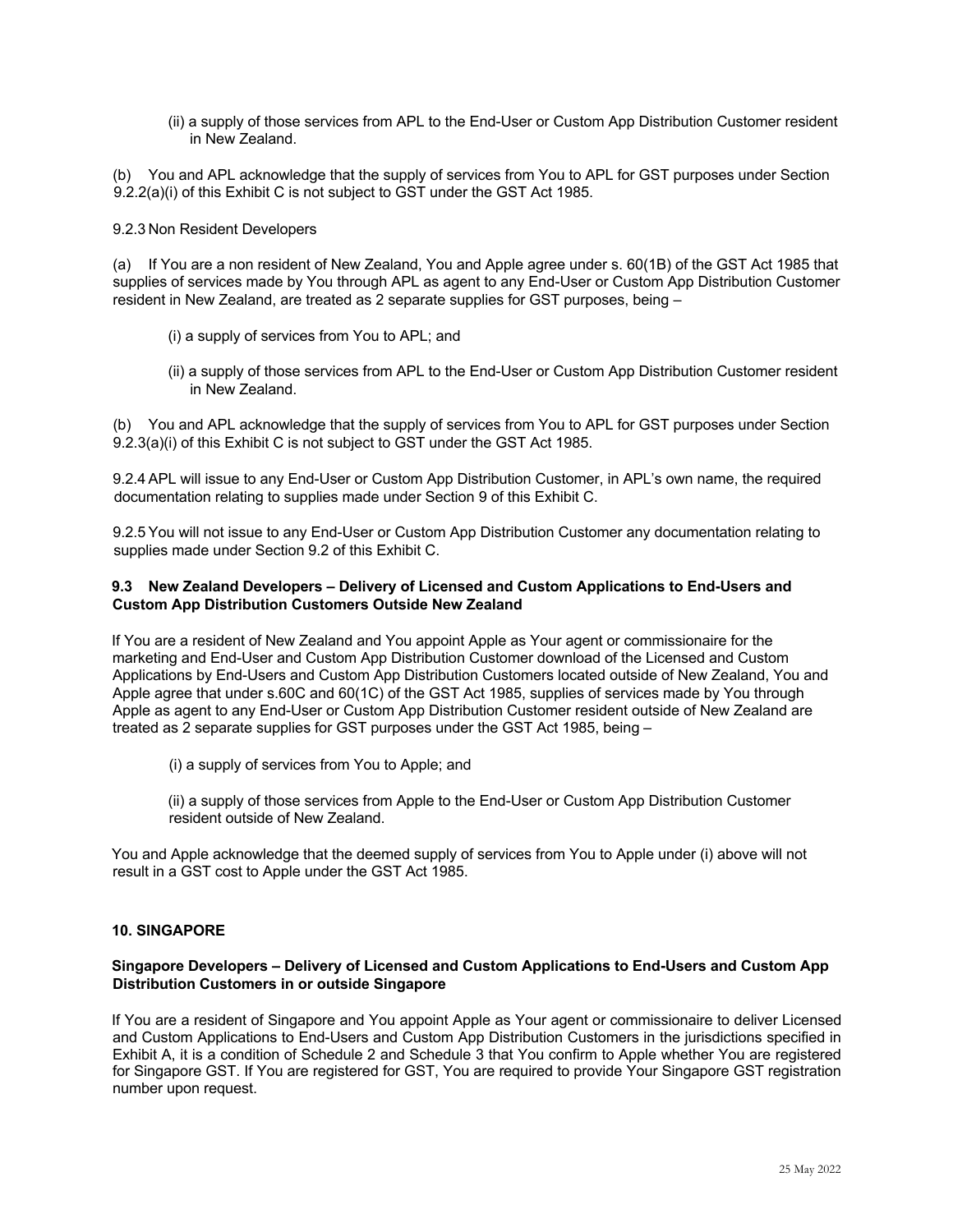(ii) a supply of those services from APL to the End-User or Custom App Distribution Customer resident in New Zealand.

(b) You and APL acknowledge that the supply of services from You to APL for GST purposes under Section 9.2.2(a)(i) of this Exhibit C is not subject to GST under the GST Act 1985.

9.2.3 Non Resident Developers

(a) If You are a non resident of New Zealand, You and Apple agree under s. 60(1B) of the GST Act 1985 that supplies of services made by You through APL as agent to any End-User or Custom App Distribution Customer resident in New Zealand, are treated as 2 separate supplies for GST purposes, being –

(i) a supply of services from You to APL; and

(ii) a supply of those services from APL to the End-User or Custom App Distribution Customer resident in New Zealand.

(b) You and APL acknowledge that the supply of services from You to APL for GST purposes under Section 9.2.3(a)(i) of this Exhibit C is not subject to GST under the GST Act 1985.

9.2.4 APL will issue to any End-User or Custom App Distribution Customer, in APL's own name, the required documentation relating to supplies made under Section 9 of this Exhibit C.

9.2.5 You will not issue to any End-User or Custom App Distribution Customer any documentation relating to supplies made under Section 9.2 of this Exhibit C.

**9.3 New Zealand Developers – Delivery of Licensed and Custom Applications to End-Users and Custom App Distribution Customers Outside New Zealand**

If You are a resident of New Zealand and You appoint Apple as Your agent or commissionaire for the marketing and End-User and Custom App Distribution Customer download of the Licensed and Custom Applications by End-Users and Custom App Distribution Customers located outside of New Zealand, You and Apple agree that under s.60C and 60(1C) of the GST Act 1985, supplies of services made by You through Apple as agent to any End-User or Custom App Distribution Customer resident outside of New Zealand are treated as 2 separate supplies for GST purposes under the GST Act 1985, being –

(i) a supply of services from You to Apple; and

(ii) a supply of those services from Apple to the End-User or Custom App Distribution Customer resident outside of New Zealand.

You and Apple acknowledge that the deemed supply of services from You to Apple under (i) above will not result in a GST cost to Apple under the GST Act 1985.

**10. SINGAPORE**

**Singapore Developers – Delivery of Licensed and Custom Applications to End-Users and Custom App Distribution Customers in or outside Singapore**

If You are a resident of Singapore and You appoint Apple as Your agent or commissionaire to deliver Licensed and Custom Applications to End-Users and Custom App Distribution Customers in the jurisdictions specified in Exhibit A, it is a condition of Schedule 2 and Schedule 3 that You confirm to Apple whether You are registered for Singapore GST. If You are registered for GST, You are required to provide Your Singapore GST registration number upon request.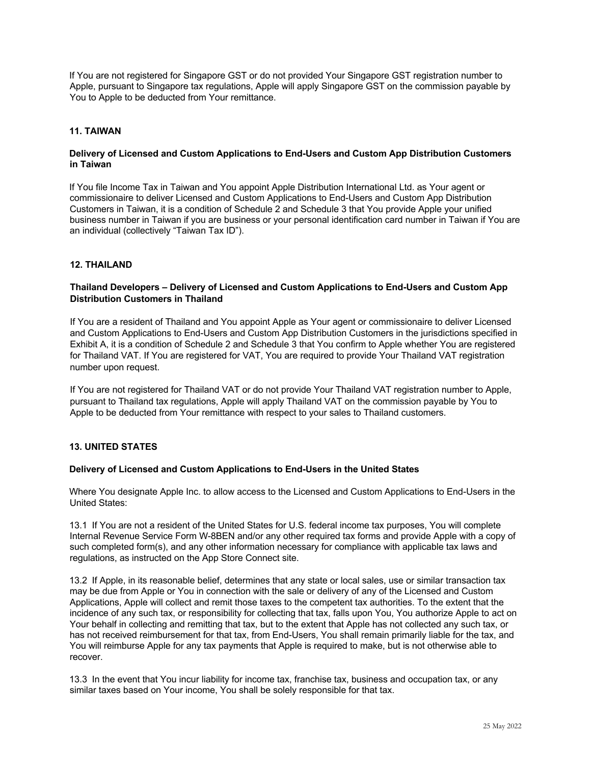If You are not registered for Singapore GST or do not provided Your Singapore GST registration number to Apple, pursuant to Singapore tax regulations, Apple will apply Singapore GST on the commission payable by You to Apple to be deducted from Your remittance.

## 11. TAIWAN

### Delivery of Licensed and Custom Applications to End-Users and Custom App Distribution Customers in Taiwan

If You file Income Tax in Taiwan and You appoint Apple Distribution International Ltd. as Your agent or commissionaire to deliver Licensed and Custom Applications to End-Users and Custom App Distribution Customers in Taiwan, it is a condition of Schedule 2 and Schedule 3 that You provide Apple your unified business number in Taiwan if you are business or your personal identification card number in Taiwan if You are an individual (collectively "Taiwan Tax ID").

## 12. THAILAND

### Thailand Developers – Delivery of Licensed and Custom Applications to End-Users and Custom App Distribution Customers in Thailand

If You are a resident of Thailand and You appoint Apple as Your agent or commissionaire to deliver Licensed and Custom Applications to End-Users and Custom App Distribution Customers in the jurisdictions specified in Exhibit A, it is a condition of Schedule 2 and Schedule 3 that You confirm to Apple whether You are registered for Thailand VAT. If You are registered for VAT, You are required to provide Your Thailand VAT registration number upon request.

If You are not registered for Thailand VAT or do not provide Your Thailand VAT registration number to Apple, pursuant to Thailand tax regulations, Apple will apply Thailand VAT on the commission payable by You to Apple to be deducted from Your remittance with respect to your sales to Thailand customers.

## 13. UNITED STATES

### Delivery of Licensed and Custom Applications to End-Users in the United States

Where You designate Apple Inc. to allow access to the Licensed and Custom Applications to End-Users in the United States:

13.1 If You are not a resident of the United States for U.S. federal income tax purposes, You will complete Internal Revenue Service Form W-8BEN and/or any other required tax forms and provide Apple with a copy of such completed form(s), and any other information necessary for compliance with applicable tax laws and regulations, as instructed on the App Store Connect site.

13.2 If Apple, in its reasonable belief, determines that any state or local sales, use or similar transaction tax may be due from Apple or You in connection with the sale or delivery of any of the Licensed and Custom Applications, Apple will collect and remit those taxes to the competent tax authorities. To the extent that the incidence of any such tax, or responsibility for collecting that tax, falls upon You, You authorize Apple to act on Your behalf in collecting and remitting that tax, but to the extent that Apple has not collected any such tax, or has not received reimbursement for that tax, from End-Users, You shall remain primarily liable for the tax, and You will reimburse Apple for any tax payments that Apple is required to make, but is not otherwise able to recover.

13.3 In the event that You incur liability for income tax, franchise tax, business and occupation tax, or any similar taxes based on Your income, You shall be solely responsible for that tax.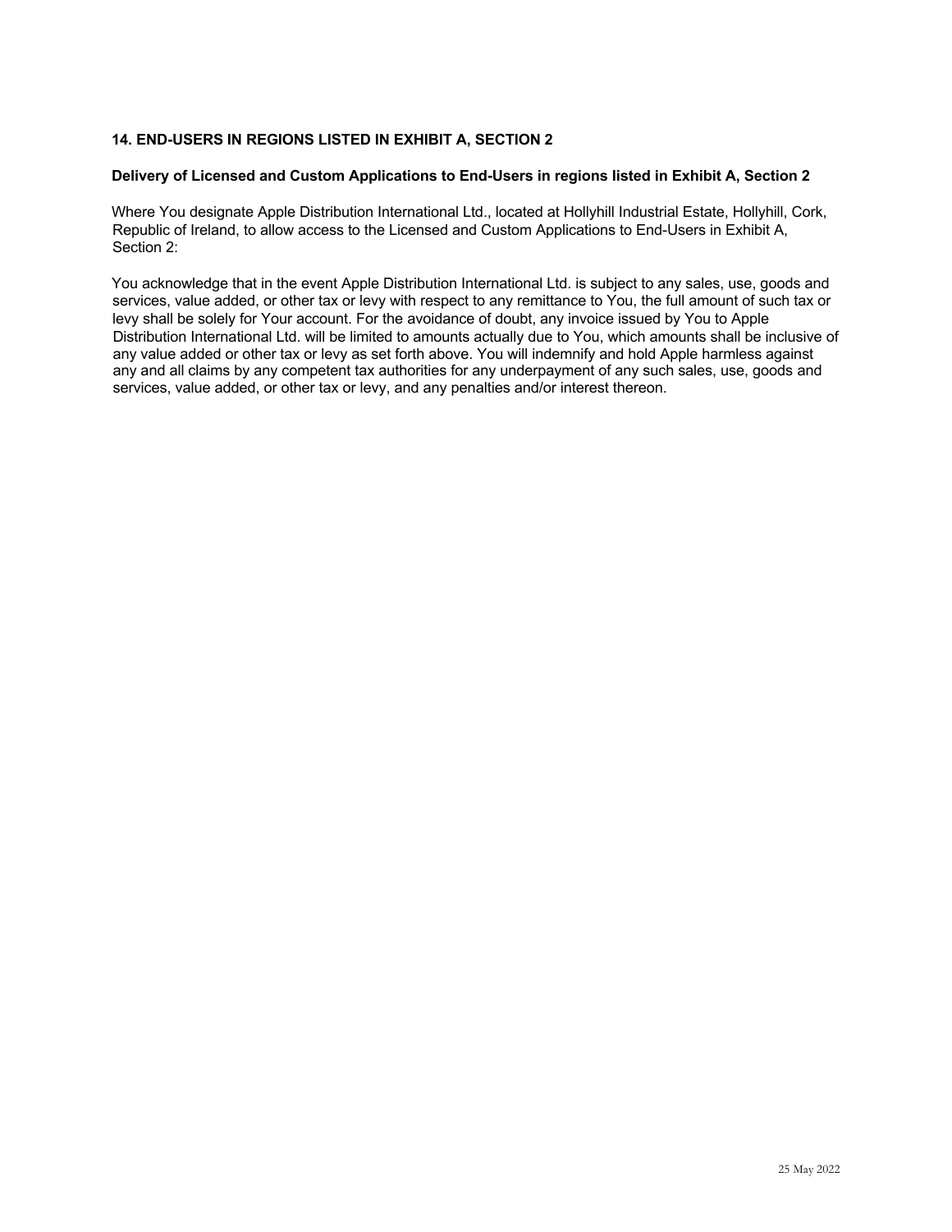## 14. END-USERS IN REGIONS LISTED IN EXHIBIT A, SECTION 2

### Delivery of Licensed and Custom Applications to End-Users in regions listed in Exhibit A, Section 2

Where You designate Apple Distribution International Ltd., located at Hollyhill Industrial Estate, Hollyhill, Cork, Republic of Ireland, to allow access to the Licensed and Custom Applications to End-Users in Exhibit A, Section 2:

You acknowledge that in the event Apple Distribution International Ltd. is subject to any sales, use, goods and services, value added, or other tax or levy with respect to any remittance to You, the full amount of such tax or levy shall be solely for Your account. For the avoidance of doubt, any invoice issued by You to Apple Distribution International Ltd. will be limited to amounts actually due to You, which amounts shall be inclusive of any value added or other tax or levy as set forth above. You will indemnify and hold Apple harmless against any and all claims by any competent tax authorities for any underpayment of any such sales, use, goods and services, value added, or other tax or levy, and any penalties and/or interest thereon.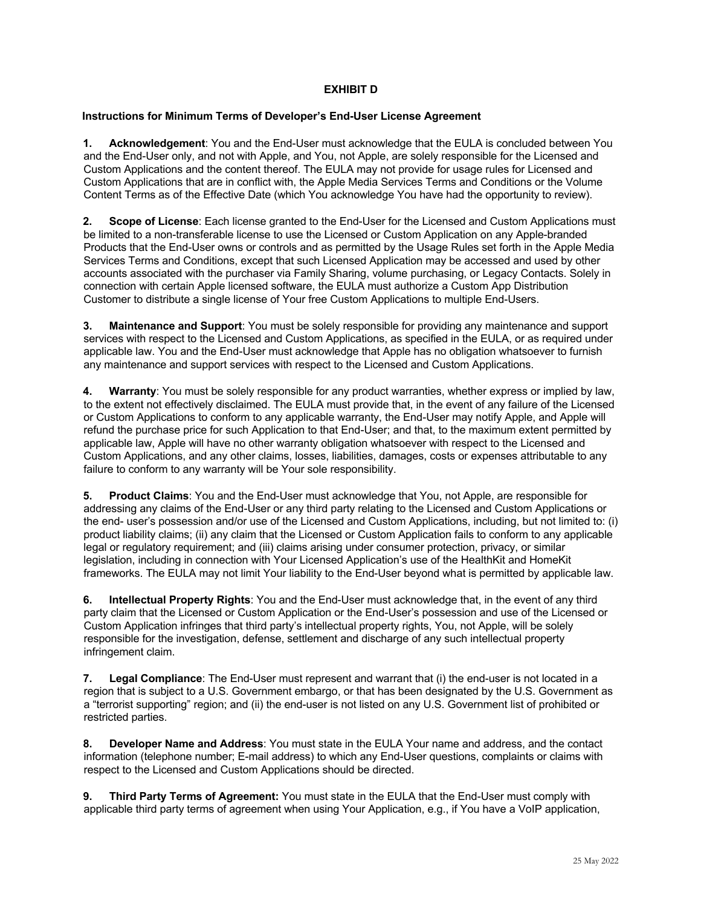# EXHIBIT D

## Instructions for Minimum Terms of Developer's End-User License Agreement

**1. Acknowledgement**: You and the End-User must acknowledge that the EULA is concluded between You and the End-User only, and not with Apple, and You, not Apple, are solely responsible for the Licensed and Custom Applications and the content thereof. The EULA may not provide for usage rules for Licensed and Custom Applications that are in conflict with, the Apple Media Services Terms and Conditions or the Volume Content Terms as of the Effective Date (which You acknowledge You have had the opportunity to review).

**2. Scope of License**: Each license granted to the End-User for the Licensed and Custom Applications must be limited to a non-transferable license to use the Licensed or Custom Application on any Apple-branded Products that the End-User owns or controls and as permitted by the Usage Rules set forth in the Apple Media Services Terms and Conditions, except that such Licensed Application may be accessed and used by other accounts associated with the purchaser via Family Sharing, volume purchasing, or Legacy Contacts. Solely in connection with certain Apple licensed software, the EULA must authorize a Custom App Distribution Customer to distribute a single license of Your free Custom Applications to multiple End-Users.

**3. Maintenance and Support**: You must be solely responsible for providing any maintenance and support services with respect to the Licensed and Custom Applications, as specified in the EULA, or as required under applicable law. You and the End-User must acknowledge that Apple has no obligation whatsoever to furnish any maintenance and support services with respect to the Licensed and Custom Applications.

**4. Warranty**: You must be solely responsible for any product warranties, whether express or implied by law, to the extent not effectively disclaimed. The EULA must provide that, in the event of any failure of the Licensed or Custom Applications to conform to any applicable warranty, the End-User may notify Apple, and Apple will refund the purchase price for such Application to that End-User; and that, to the maximum extent permitted by applicable law, Apple will have no other warranty obligation whatsoever with respect to the Licensed and Custom Applications, and any other claims, losses, liabilities, damages, costs or expenses attributable to any failure to conform to any warranty will be Your sole responsibility.

**5. Product Claims**: You and the End-User must acknowledge that You, not Apple, are responsible for addressing any claims of the End-User or any third party relating to the Licensed and Custom Applications or the end- user's possession and/or use of the Licensed and Custom Applications, including, but not limited to: (i) product liability claims; (ii) any claim that the Licensed or Custom Application fails to conform to any applicable legal or regulatory requirement; and (iii) claims arising under consumer protection, privacy, or similar legislation, including in connection with Your Licensed Application's use of the HealthKit and HomeKit frameworks. The EULA may not limit Your liability to the End-User beyond what is permitted by applicable law.

**6. Intellectual Property Rights**: You and the End-User must acknowledge that, in the event of any third party claim that the Licensed or Custom Application or the End-User's possession and use of the Licensed or Custom Application infringes that third party's intellectual property rights, You, not Apple, will be solely responsible for the investigation, defense, settlement and discharge of any such intellectual property infringement claim.

**7. Legal Compliance**: The End-User must represent and warrant that (i) the end-user is not located in a region that is subject to a U.S. Government embargo, or that has been designated by the U.S. Government as a "terrorist supporting" region; and (ii) the end-user is not listed on any U.S. Government list of prohibited or restricted parties.

**8. Developer Name and Address**: You must state in the EULA Your name and address, and the contact information (telephone number; E-mail address) to which any End-User questions, complaints or claims with respect to the Licensed and Custom Applications should be directed.

**9. Third Party Terms of Agreement:** You must state in the EULA that the End-User must comply with applicable third party terms of agreement when using Your Application, e.g., if You have a VoIP application,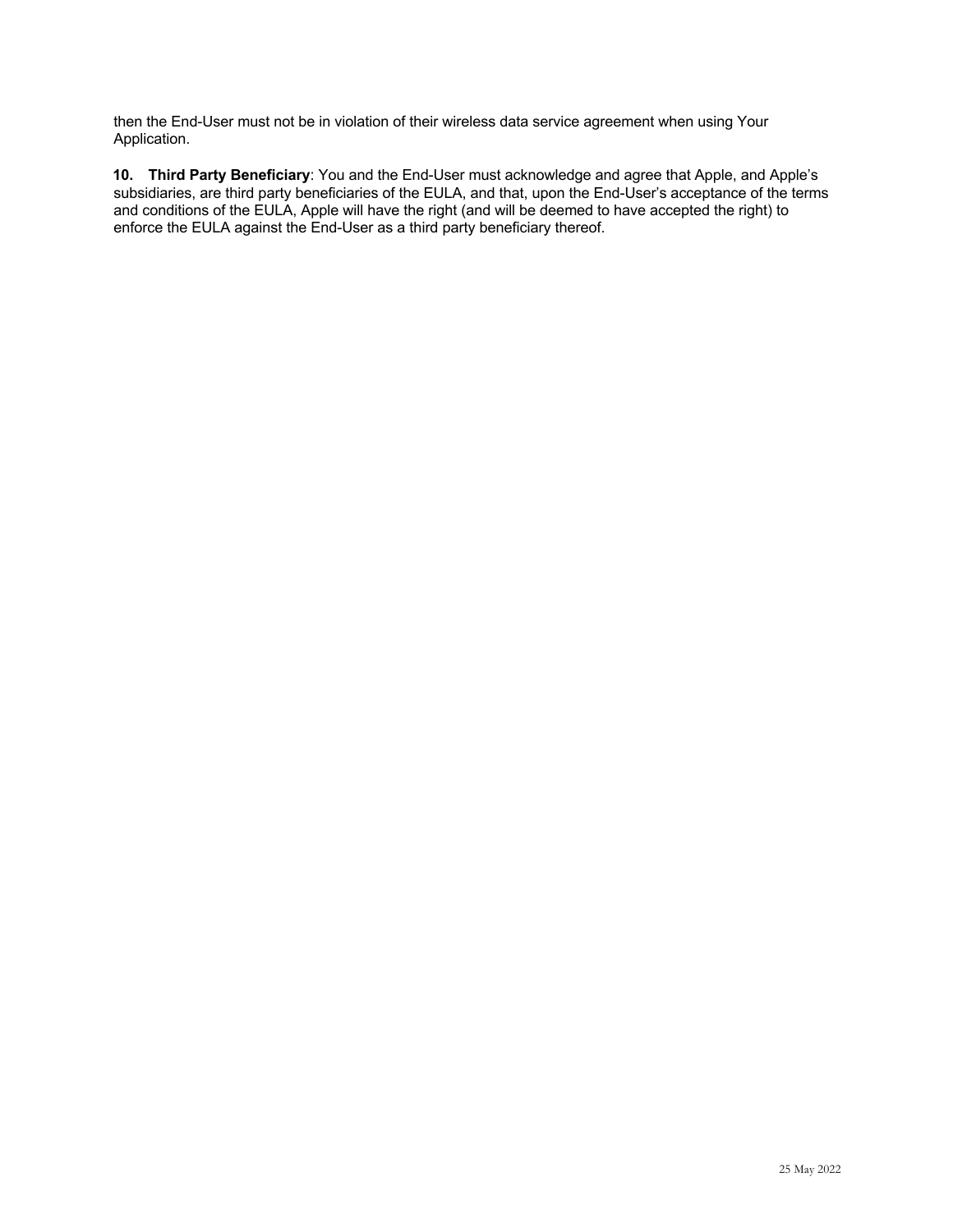then the End-User must not be in violation of their wireless data service agreement when using Your Application.

**10. Third Party Beneficiary**: You and the End-User must acknowledge and agree that Apple, and Apple's subsidiaries, are third party beneficiaries of the EULA, and that, upon the End-User's acceptance of the terms and conditions of the EULA, Apple will have the right (and will be deemed to have accepted the right) to enforce the EULA against the End-User as a third party beneficiary thereof.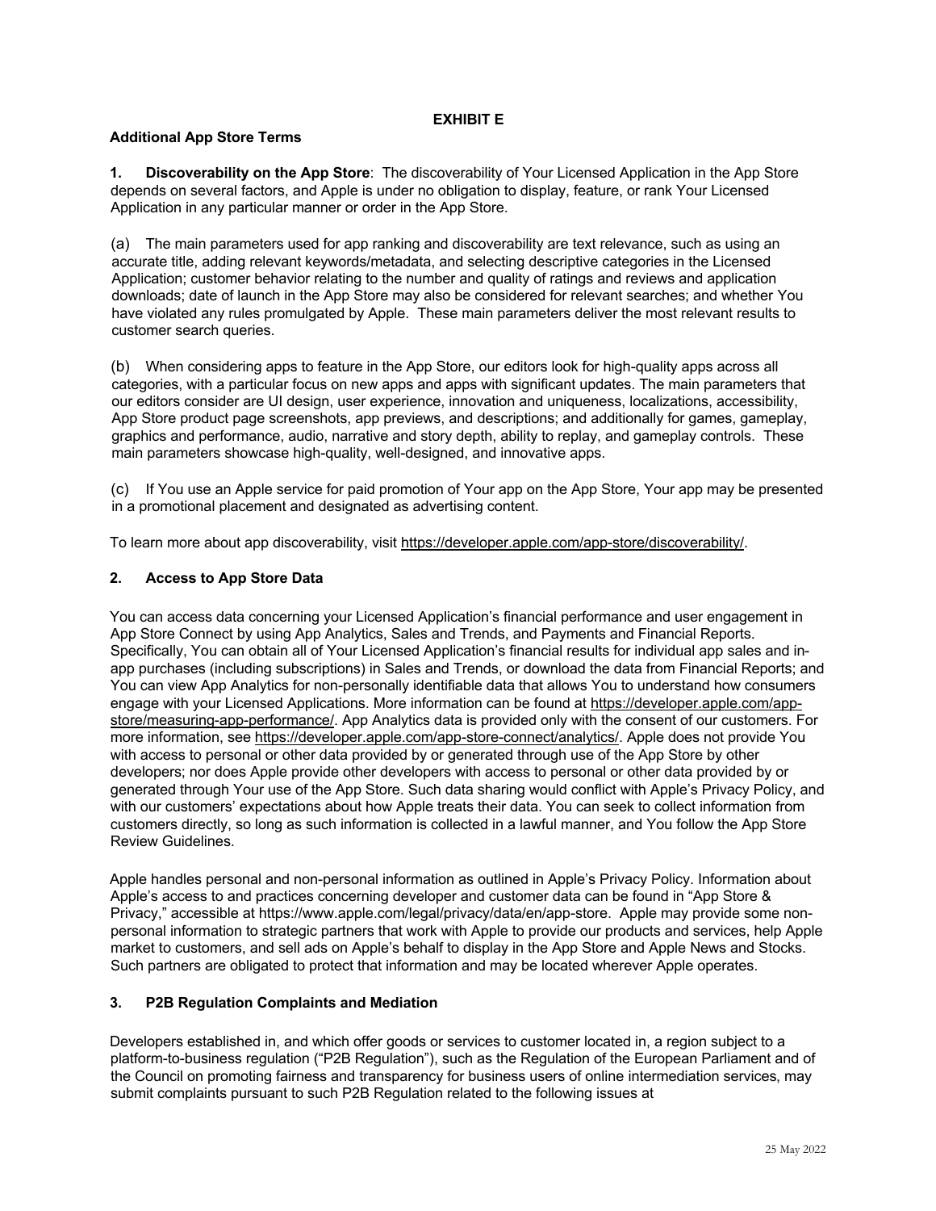# EXHIBIT E

**Additional App Store Terms**

**1. Discoverability on the App Store**: The discoverability of Your Licensed Application in the App Store depends on several factors, and Apple is under no obligation to display, feature, or rank Your Licensed Application in any particular manner or order in the App Store.

(a) The main parameters used for app ranking and discoverability are text relevance, such as using an accurate title, adding relevant keywords/metadata, and selecting descriptive categories in the Licensed Application; customer behavior relating to the number and quality of ratings and reviews and application downloads; date of launch in the App Store may also be considered for relevant searches; and whether You have violated any rules promulgated by Apple. These main parameters deliver the most relevant results to customer search queries.

(b) When considering apps to feature in the App Store, our editors look for high-quality apps across all categories, with a particular focus on new apps and apps with significant updates. The main parameters that our editors consider are UI design, user experience, innovation and uniqueness, localizations, accessibility, App Store product page screenshots, app previews, and descriptions; and additionally for games, gameplay, graphics and performance, audio, narrative and story depth, ability to replay, and gameplay controls. These main parameters showcase high-quality, well-designed, and innovative apps.

(c) If You use an Apple service for paid promotion of Your app on the App Store, Your app may be presented in a promotional placement and designated as advertising content.

To learn more about app discoverability, visit https://developer.apple.com/app-store/discoverability/.

**2. Access to App Store Data**

You can access data concerning your Licensed Application's financial performance and user engagement in App Store Connect by using App Analytics, Sales and Trends, and Payments and Financial Reports. Specifically, You can obtain all of Your Licensed Application's financial results for individual app sales and in-app purchases (including subscriptions) in Sales and Trends, or download the data from Financial Reports; and You can view App Analytics for non-personally identifiable data that allows You to understand how consumers engage with your Licensed Applications. More information can be found at https://developer.apple.com/app-store/measuring-app-performance/. App Analytics data is provided only with the consent of our customers. For more information, see https://developer.apple.com/app-store-connect/analytics/. Apple does not provide You with access to personal or other data provided by or generated through use of the App Store by other developers; nor does Apple provide other developers with access to personal or other data provided by or generated through Your use of the App Store. Such data sharing would conflict with Apple's Privacy Policy, and with our customers' expectations about how Apple treats their data. You can seek to collect information from customers directly, so long as such information is collected in a lawful manner, and You follow the App Store Review Guidelines.

Apple handles personal and non-personal information as outlined in Apple's Privacy Policy. Information about Apple's access to and practices concerning developer and customer data can be found in "App Store & Privacy," accessible at https://www.apple.com/legal/privacy/data/en/app-store. Apple may provide some non-personal information to strategic partners that work with Apple to provide our products and services, help Apple market to customers, and sell ads on Apple's behalf to display in the App Store and Apple News and Stocks. Such partners are obligated to protect that information and may be located wherever Apple operates.

**3. P2B Regulation Complaints and Mediation**

Developers established in, and which offer goods or services to customer located in, a region subject to a platform-to-business regulation ("P2B Regulation"), such as the Regulation of the European Parliament and of the Council on promoting fairness and transparency for business users of online intermediation services, may submit complaints pursuant to such P2B Regulation related to the following issues at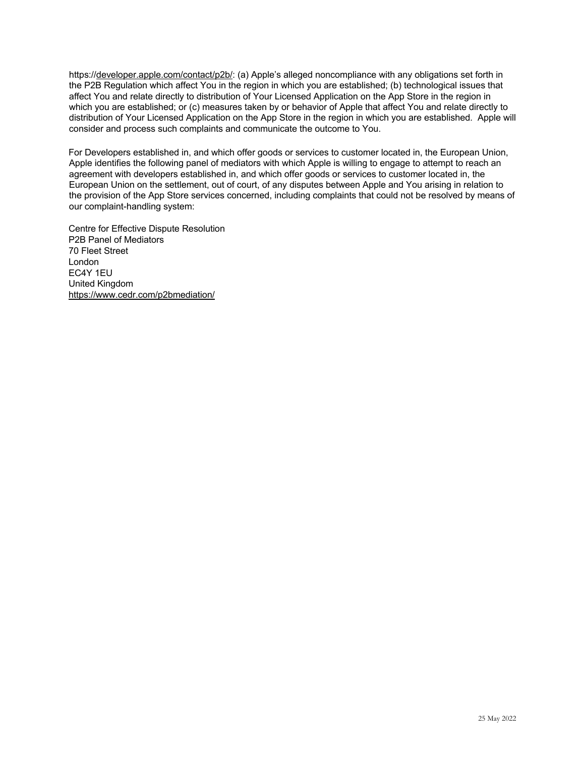https://developer.apple.com/contact/p2b/: (a) Apple's alleged noncompliance with any obligations set forth in the P2B Regulation which affect You in the region in which you are established; (b) technological issues that affect You and relate directly to distribution of Your Licensed Application on the App Store in the region in which you are established; or (c) measures taken by or behavior of Apple that affect You and relate directly to distribution of Your Licensed Application on the App Store in the region in which you are established. Apple will consider and process such complaints and communicate the outcome to You.

For Developers established in, and which offer goods or services to customer located in, the European Union, Apple identifies the following panel of mediators with which Apple is willing to engage to attempt to reach an agreement with developers established in, and which offer goods or services to customer located in, the European Union on the settlement, out of court, of any disputes between Apple and You arising in relation to the provision of the App Store services concerned, including complaints that could not be resolved by means of our complaint-handling system:

Centre for Effective Dispute Resolution
P2B Panel of Mediators
70 Fleet Street
London
EC4Y 1EU
United Kingdom
https://www.cedr.com/p2bmediation/